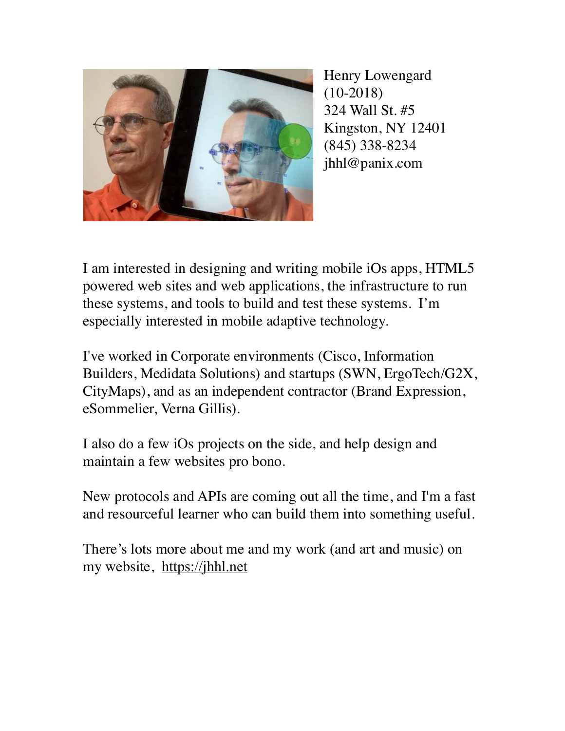Henry Lowengard
(10-2018)
324 Wall St. #5
Kingston, NY 12401
(845) 338-8234
jhhl@panix.com

I am interested in designing and writing mobile iOs apps, HTML5 powered web sites and web applications, the infrastructure to run these systems, and tools to build and test these systems. I'm especially interested in mobile adaptive technology.

I've worked in Corporate environments (Cisco, Information Builders, Medidata Solutions) and startups (SWN, ErgoTech/G2X, CityMaps), and as an independent contractor (Brand Expression, eSommelier, Verna Gillis).

I also do a few iOs projects on the side, and help design and maintain a few websites pro bono.

New protocols and APIs are coming out all the time, and I'm a fast and resourceful learner who can build them into something useful.

There's lots more about me and my work (and art and music) on my website, [https://jhhl.net](https://jhhl.net)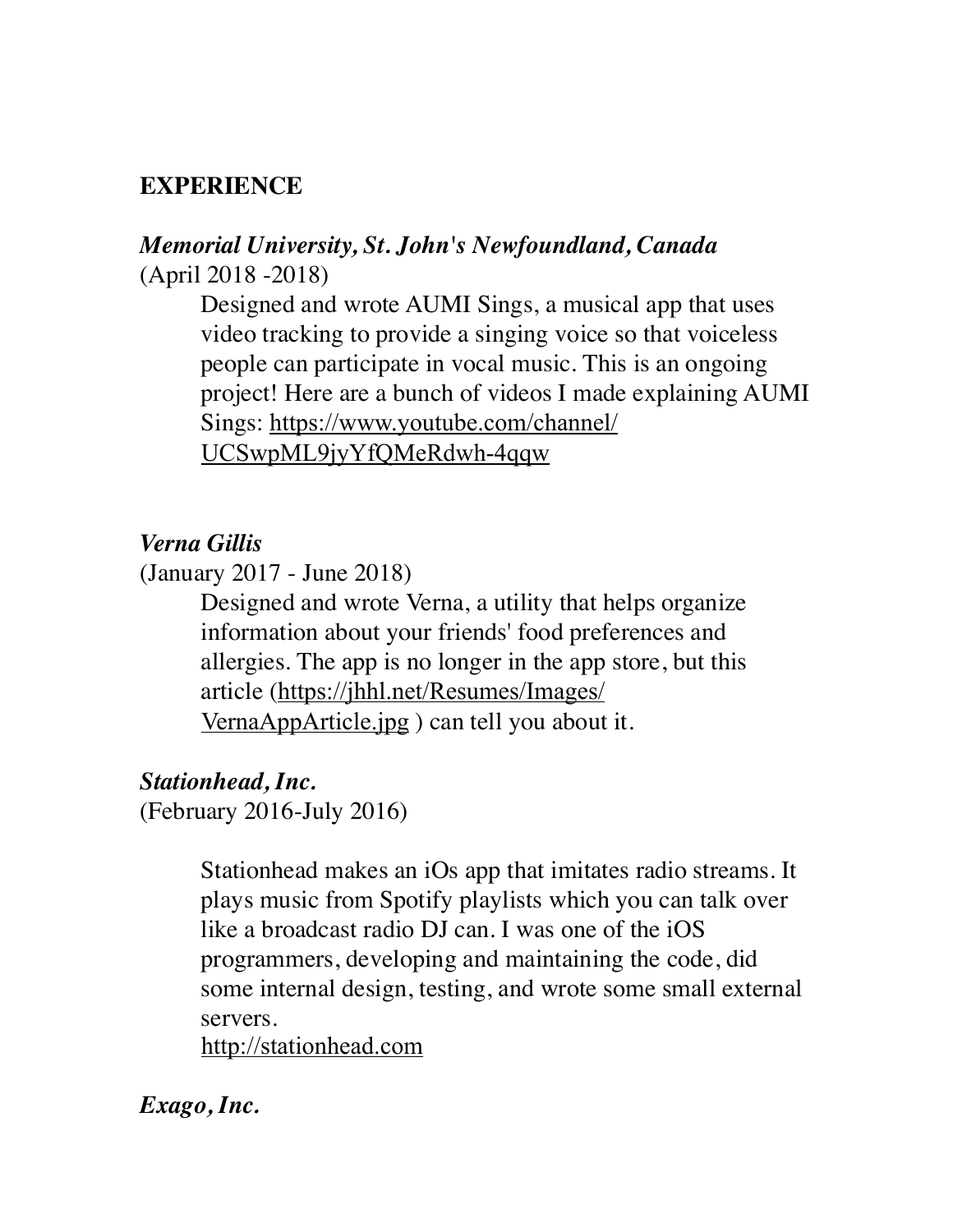## EXPERIENCE

***Memorial University, St. John's Newfoundland, Canada***
(April 2018 -2018)

Designed and wrote AUMI Sings, a musical app that uses video tracking to provide a singing voice so that voiceless people can participate in vocal music. This is an ongoing project! Here are a bunch of videos I made explaining AUMI Sings: https://www.youtube.com/channel/UCSwpML9jyYfQMeRdwh-4qqw

***Verna Gillis***
(January 2017 - June 2018)

Designed and wrote Verna, a utility that helps organize information about your friends' food preferences and allergies. The app is no longer in the app store, but this article (https://jhhl.net/Resumes/Images/VernaAppArticle.jpg ) can tell you about it.

***Stationhead, Inc.***
(February 2016-July 2016)

Stationhead makes an iOs app that imitates radio streams. It plays music from Spotify playlists which you can talk over like a broadcast radio DJ can. I was one of the iOS programmers, developing and maintaining the code, did some internal design, testing, and wrote some small external servers.
http://stationhead.com

***Exago, Inc.***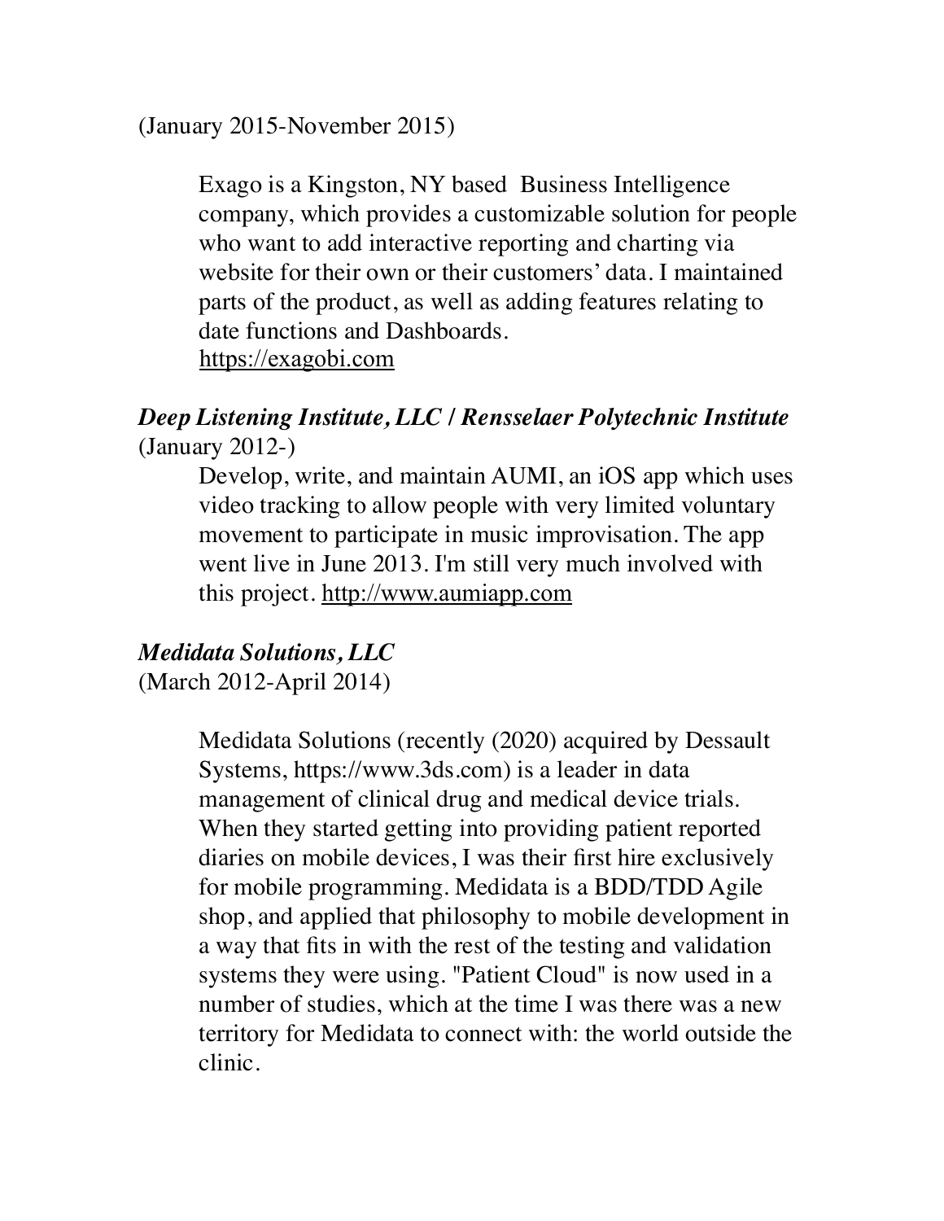(January 2015-November 2015)

Exago is a Kingston, NY based  Business Intelligence company, which provides a customizable solution for people who want to add interactive reporting and charting via website for their own or their customers' data. I maintained parts of the product, as well as adding features relating to date functions and Dashboards.
https://exagobi.com

***Deep Listening Institute, LLC / Rensselaer Polytechnic Institute***
(January 2012-)

Develop, write, and maintain AUMI, an iOS app which uses video tracking to allow people with very limited voluntary movement to participate in music improvisation. The app went live in June 2013. I'm still very much involved with this project. http://www.aumiapp.com

***Medidata Solutions, LLC***
(March 2012-April 2014)

Medidata Solutions (recently (2020) acquired by Dessault Systems, https://www.3ds.com) is a leader in data management of clinical drug and medical device trials. When they started getting into providing patient reported diaries on mobile devices, I was their first hire exclusively for mobile programming. Medidata is a BDD/TDD Agile shop, and applied that philosophy to mobile development in a way that fits in with the rest of the testing and validation systems they were using. "Patient Cloud" is now used in a number of studies, which at the time I was there was a new territory for Medidata to connect with: the world outside the clinic.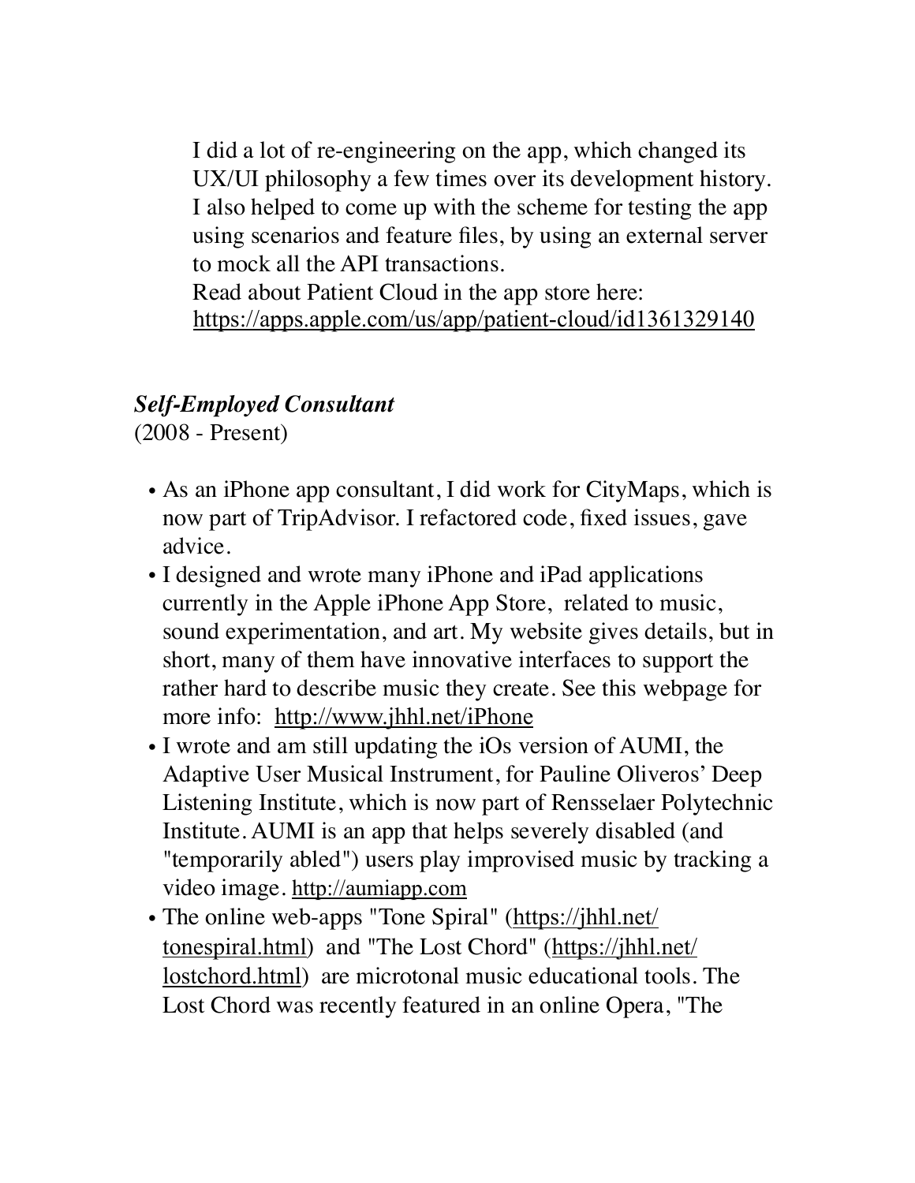I did a lot of re-engineering on the app, which changed its UX/UI philosophy a few times over its development history. I also helped to come up with the scheme for testing the app using scenarios and feature files, by using an external server to mock all the API transactions.
Read about Patient Cloud in the app store here: https://apps.apple.com/us/app/patient-cloud/id1361329140

***Self-Employed Consultant***
(2008 - Present)

- As an iPhone app consultant, I did work for CityMaps, which is now part of TripAdvisor. I refactored code, fixed issues, gave advice.
- I designed and wrote many iPhone and iPad applications currently in the Apple iPhone App Store, related to music, sound experimentation, and art. My website gives details, but in short, many of them have innovative interfaces to support the rather hard to describe music they create. See this webpage for more info: http://www.jhhl.net/iPhone
- I wrote and am still updating the iOs version of AUMI, the Adaptive User Musical Instrument, for Pauline Oliveros' Deep Listening Institute, which is now part of Rensselaer Polytechnic Institute. AUMI is an app that helps severely disabled (and "temporarily abled") users play improvised music by tracking a video image. http://aumiapp.com
- The online web-apps "Tone Spiral" (https://jhhl.net/tonespiral.html) and "The Lost Chord" (https://jhhl.net/lostchord.html) are microtonal music educational tools. The Lost Chord was recently featured in an online Opera, "The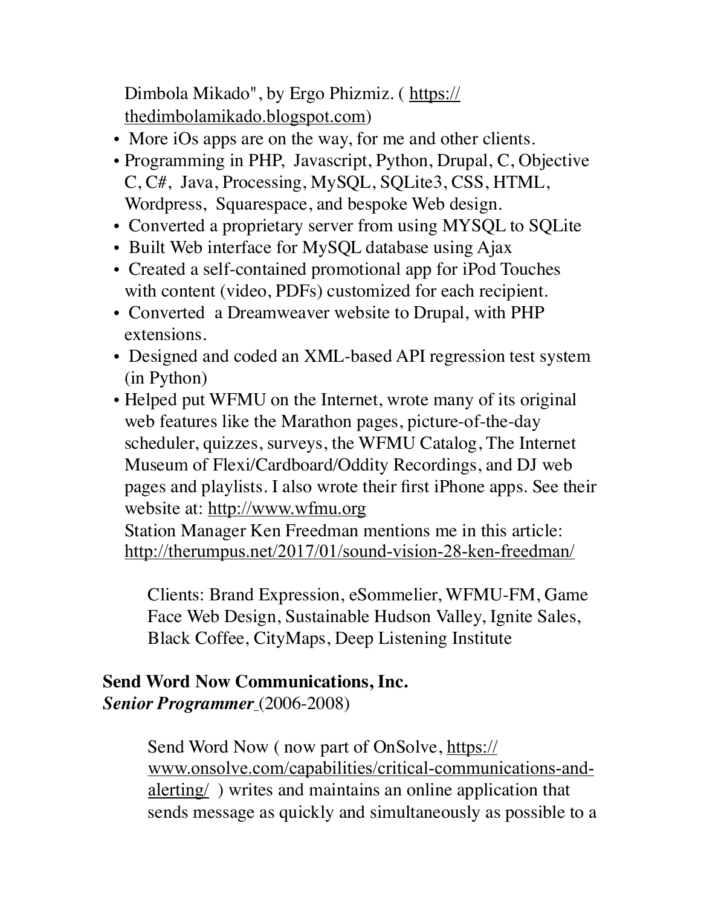Dimbola Mikado", by Ergo Phizmiz. ( https://thedimbolamikado.blogspot.com)

- More iOs apps are on the way, for me and other clients.
- Programming in PHP, Javascript, Python, Drupal, C, Objective C, C#, Java, Processing, MySQL, SQLite3, CSS, HTML, Wordpress, Squarespace, and bespoke Web design.
- Converted a proprietary server from using MYSQL to SQLite
- Built Web interface for MySQL database using Ajax
- Created a self-contained promotional app for iPod Touches with content (video, PDFs) customized for each recipient.
- Converted a Dreamweaver website to Drupal, with PHP extensions.
- Designed and coded an XML-based API regression test system (in Python)
- Helped put WFMU on the Internet, wrote many of its original web features like the Marathon pages, picture-of-the-day scheduler, quizzes, surveys, the WFMU Catalog, The Internet Museum of Flexi/Cardboard/Oddity Recordings, and DJ web pages and playlists. I also wrote their first iPhone apps. See their website at: http://www.wfmu.org
  Station Manager Ken Freedman mentions me in this article: http://therumpus.net/2017/01/sound-vision-28-ken-freedman/

Clients: Brand Expression, eSommelier, WFMU-FM, Game Face Web Design, Sustainable Hudson Valley, Ignite Sales, Black Coffee, CityMaps, Deep Listening Institute

**Send Word Now Communications, Inc.**
***Senior Programmer*** (2006-2008)

Send Word Now ( now part of OnSolve, https://www.onsolve.com/capabilities/critical-communications-and-alerting/ ) writes and maintains an online application that sends message as quickly and simultaneously as possible to a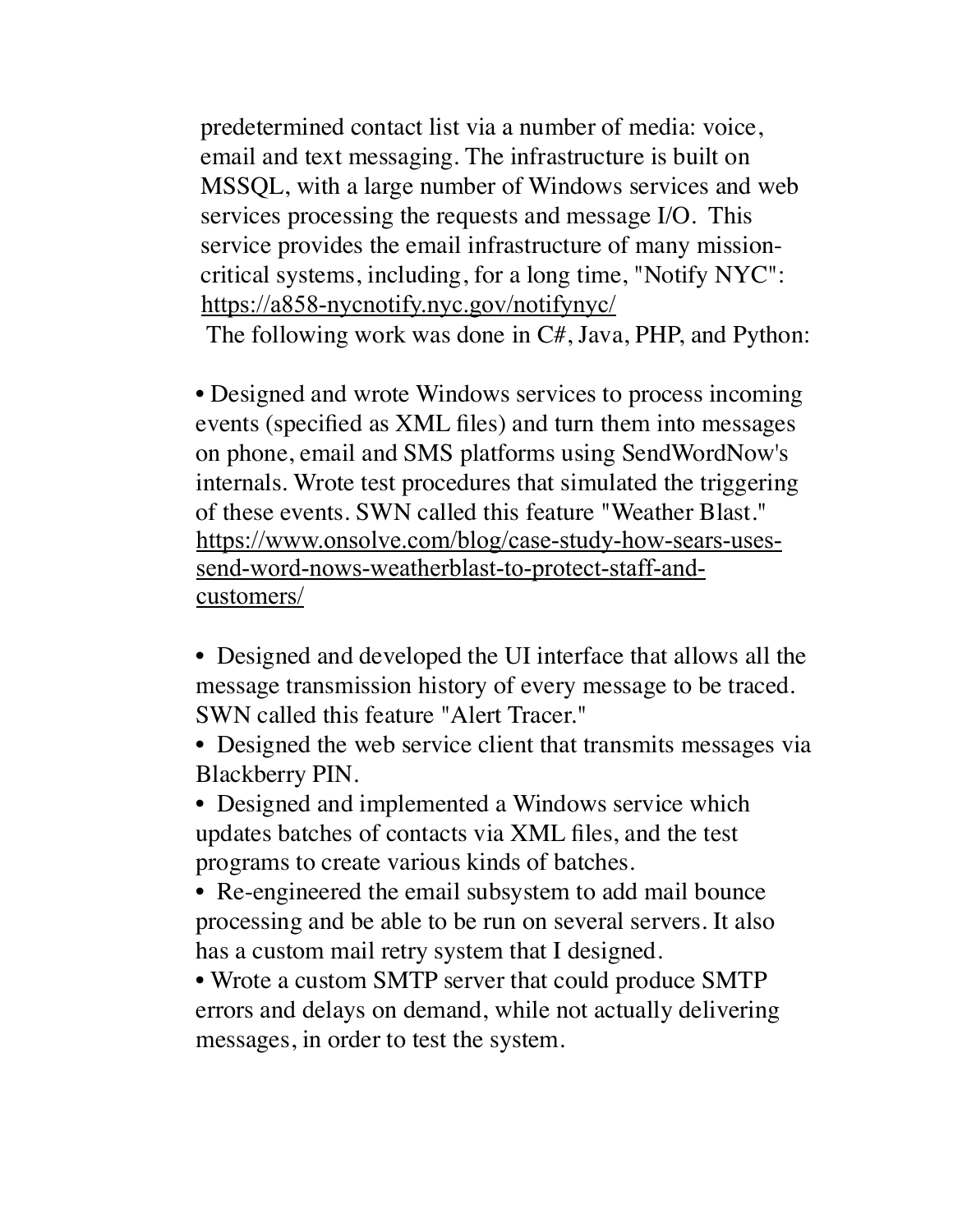predetermined contact list via a number of media: voice, email and text messaging. The infrastructure is built on MSSQL, with a large number of Windows services and web services processing the requests and message I/O. This service provides the email infrastructure of many mission-critical systems, including, for a long time, "Notify NYC": https://a858-nycnotify.nyc.gov/notifynyc/

The following work was done in C#, Java, PHP, and Python:

- Designed and wrote Windows services to process incoming events (specified as XML files) and turn them into messages on phone, email and SMS platforms using SendWordNow's internals. Wrote test procedures that simulated the triggering of these events. SWN called this feature "Weather Blast." https://www.onsolve.com/blog/case-study-how-sears-uses-send-word-nows-weatherblast-to-protect-staff-and-customers/

- Designed and developed the UI interface that allows all the message transmission history of every message to be traced. SWN called this feature "Alert Tracer."
- Designed the web service client that transmits messages via Blackberry PIN.
- Designed and implemented a Windows service which updates batches of contacts via XML files, and the test programs to create various kinds of batches.
- Re-engineered the email subsystem to add mail bounce processing and be able to be run on several servers. It also has a custom mail retry system that I designed.
- Wrote a custom SMTP server that could produce SMTP errors and delays on demand, while not actually delivering messages, in order to test the system.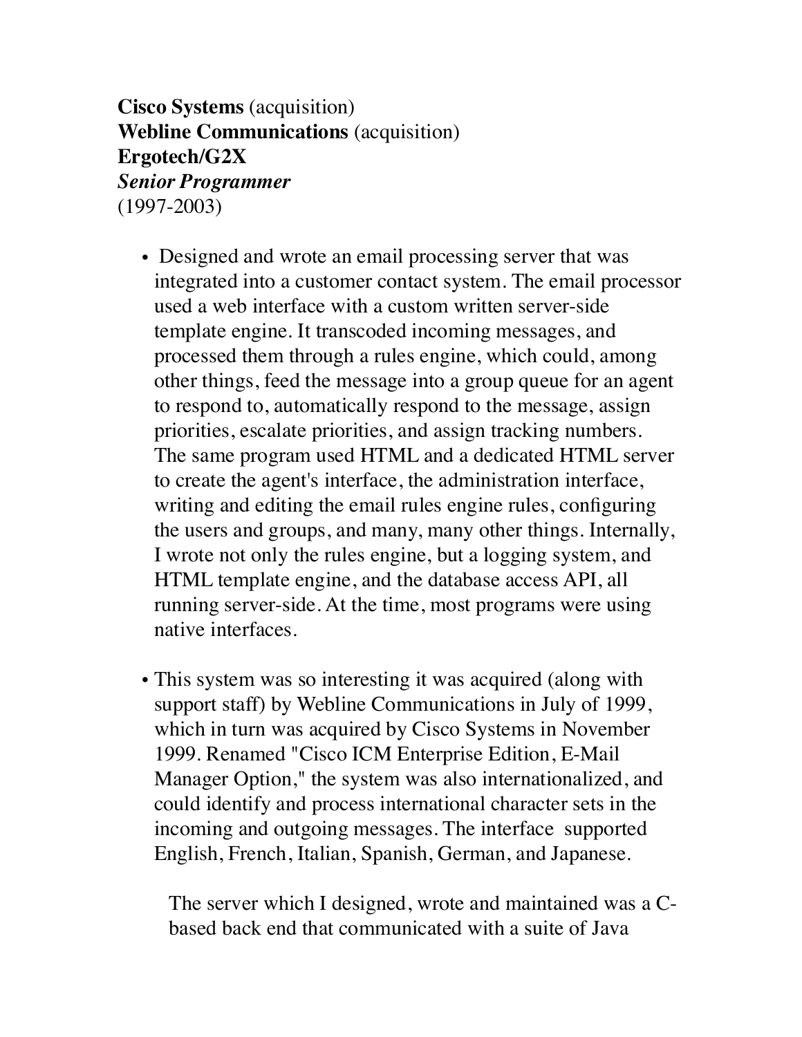**Cisco Systems** (acquisition)
**Webline Communications** (acquisition)
**Ergotech/G2X**
***Senior Programmer***
(1997-2003)

- Designed and wrote an email processing server that was integrated into a customer contact system. The email processor used a web interface with a custom written server-side template engine. It transcoded incoming messages, and processed them through a rules engine, which could, among other things, feed the message into a group queue for an agent to respond to, automatically respond to the message, assign priorities, escalate priorities, and assign tracking numbers. The same program used HTML and a dedicated HTML server to create the agent's interface, the administration interface, writing and editing the email rules engine rules, configuring the users and groups, and many, many other things. Internally, I wrote not only the rules engine, but a logging system, and HTML template engine, and the database access API, all running server-side. At the time, most programs were using native interfaces.

- This system was so interesting it was acquired (along with support staff) by Webline Communications in July of 1999, which in turn was acquired by Cisco Systems in November 1999. Renamed "Cisco ICM Enterprise Edition, E-Mail Manager Option," the system was also internationalized, and could identify and process international character sets in the incoming and outgoing messages. The interface supported English, French, Italian, Spanish, German, and Japanese.

  The server which I designed, wrote and maintained was a C-based back end that communicated with a suite of Java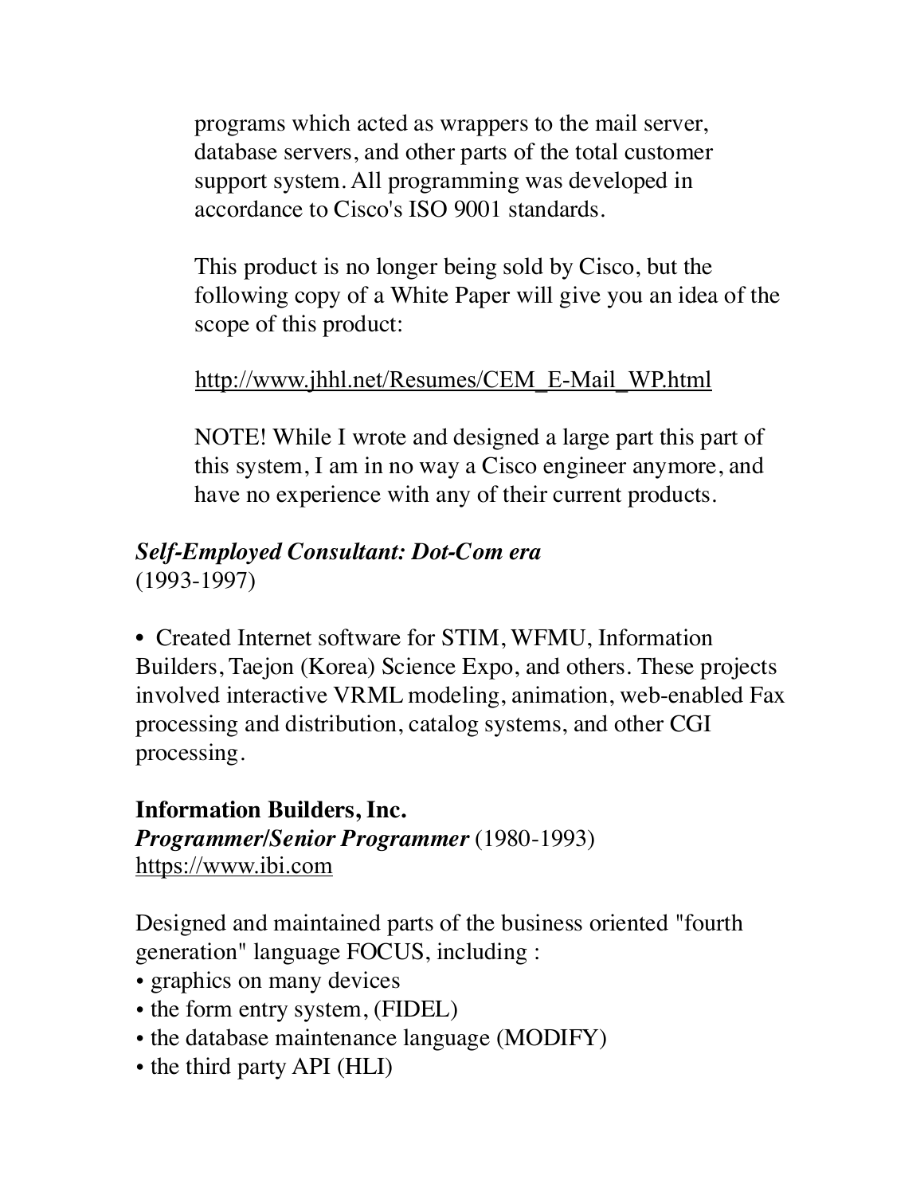programs which acted as wrappers to the mail server, database servers, and other parts of the total customer support system. All programming was developed in accordance to Cisco's ISO 9001 standards.

This product is no longer being sold by Cisco, but the following copy of a White Paper will give you an idea of the scope of this product:

http://www.jhhl.net/Resumes/CEM_E-Mail_WP.html

NOTE! While I wrote and designed a large part this part of this system, I am in no way a Cisco engineer anymore, and have no experience with any of their current products.

***Self-Employed Consultant: Dot-Com era***
(1993-1997)

• Created Internet software for STIM, WFMU, Information Builders, Taejon (Korea) Science Expo, and others. These projects involved interactive VRML modeling, animation, web-enabled Fax processing and distribution, catalog systems, and other CGI processing.

**Information Builders, Inc.**
***Programmer/Senior Programmer*** (1980-1993)
https://www.ibi.com

Designed and maintained parts of the business oriented "fourth generation" language FOCUS, including :

- graphics on many devices
- the form entry system, (FIDEL)
- the database maintenance language (MODIFY)
- the third party API (HLI)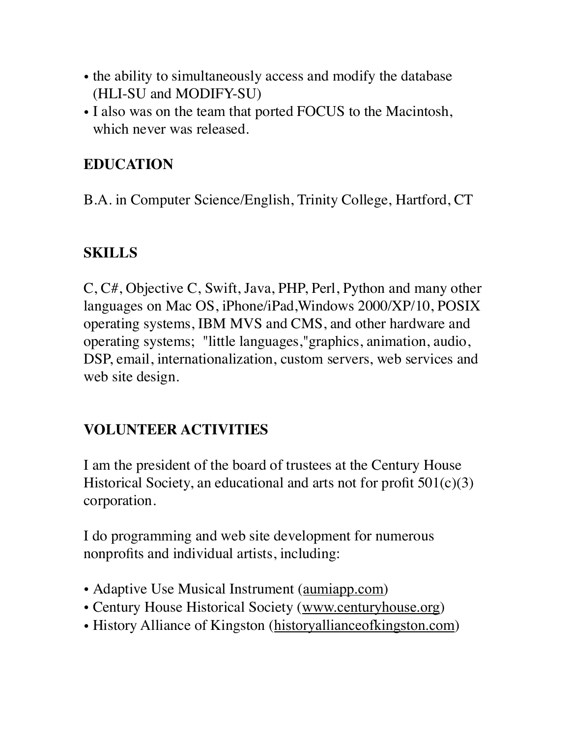- the ability to simultaneously access and modify the database (HLI-SU and MODIFY-SU)
- I also was on the team that ported FOCUS to the Macintosh, which never was released.

## EDUCATION

B.A. in Computer Science/English, Trinity College, Hartford, CT

## SKILLS

C, C#, Objective C, Swift, Java, PHP, Perl, Python and many other languages on Mac OS, iPhone/iPad,Windows 2000/XP/10, POSIX operating systems, IBM MVS and CMS, and other hardware and operating systems; "little languages,"graphics, animation, audio, DSP, email, internationalization, custom servers, web services and web site design.

## VOLUNTEER ACTIVITIES

I am the president of the board of trustees at the Century House Historical Society, an educational and arts not for profit 501(c)(3) corporation.

I do programming and web site development for numerous nonprofits and individual artists, including:

- Adaptive Use Musical Instrument (aumiapp.com)
- Century House Historical Society (www.centuryhouse.org)
- History Alliance of Kingston (historyallianceofkingston.com)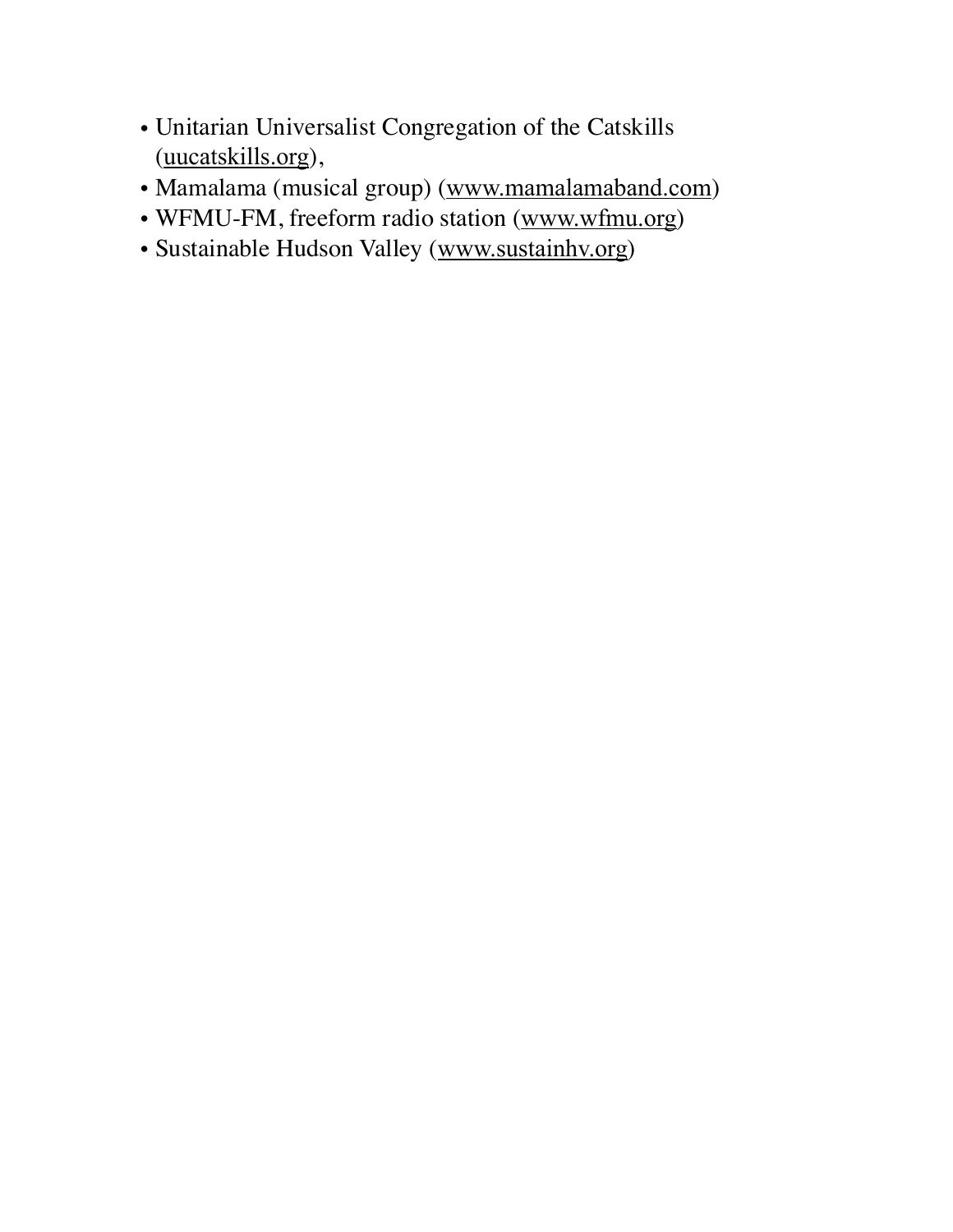- Unitarian Universalist Congregation of the Catskills (uucatskills.org),
- Mamalama (musical group) (www.mamalamaband.com)
- WFMU-FM, freeform radio station (www.wfmu.org)
- Sustainable Hudson Valley (www.sustainhv.org)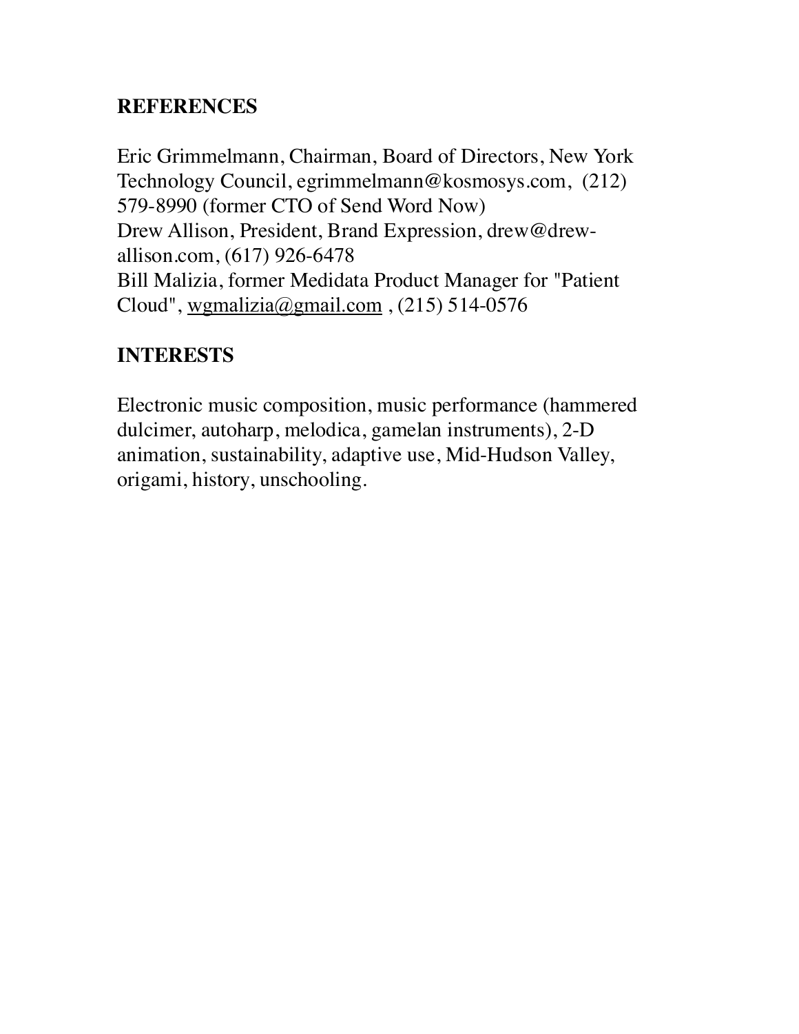## REFERENCES

Eric Grimmelmann, Chairman, Board of Directors, New York Technology Council, egrimmelmann@kosmosys.com, (212) 579-8990 (former CTO of Send Word Now)
Drew Allison, President, Brand Expression, drew@drew-allison.com, (617) 926-6478
Bill Malizia, former Medidata Product Manager for "Patient Cloud", wgmalizia@gmail.com , (215) 514-0576

## INTERESTS

Electronic music composition, music performance (hammered dulcimer, autoharp, melodica, gamelan instruments), 2-D animation, sustainability, adaptive use, Mid-Hudson Valley, origami, history, unschooling.